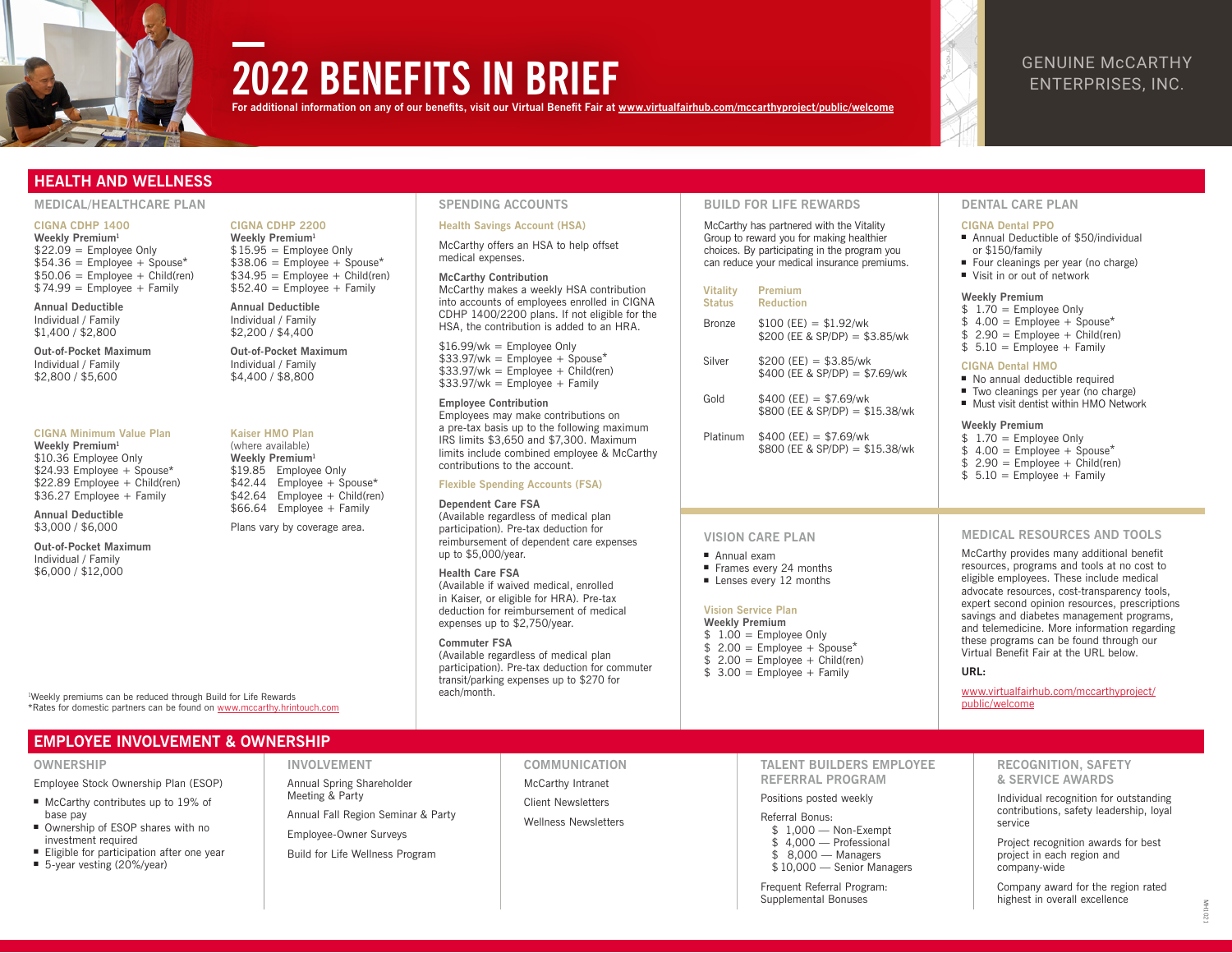# 2022 BENEFITS IN BRIEF

**For additional information on any of our benefits, visit our Virtual Benefit Fair at www.virtualfairhub.com/mccarthyproject/public/welcome**

GENUINE McCARTHY ENTERPRISES, INC.

## HEALTH AND WELLNESS

### MEDICAL/HEALTHCARE PLAN

#### CIGNA CDHP 1400

**Weekly Premium**[1]

$22.09 = Employee Only
$54.36 = Employee + Spouse*
$50.06 = Employee + Child(ren)
$74.99 = Employee + Family

**Annual Deductible**
Individual / Family
$1,400 / $2,800

**Out-of-Pocket Maximum**
Individual / Family
$2,800 / $5,600

#### CIGNA CDHP 2200

**Weekly Premium**[1]

$15.95 = Employee Only
$38.06 = Employee + Spouse*
$34.95 = Employee + Child(ren)
$52.40 = Employee + Family

**Annual Deductible**
Individual / Family
$2,200 / $4,400

**Out-of-Pocket Maximum**
Individual / Family
$4,400 / $8,800

#### CIGNA Minimum Value Plan

**Weekly Premium**[1]

$10.36 Employee Only
$24.93 Employee + Spouse*
$22.89 Employee + Child(ren)
$36.27 Employee + Family

**Annual Deductible**
$3,000 / $6,000

**Out-of-Pocket Maximum**
Individual / Family
$6,000 / $12,000

#### Kaiser HMO Plan

(where available)

**Weekly Premium**[1]

$19.85 Employee Only
$42.44 Employee + Spouse*
$42.64 Employee + Child(ren)
$66.64 Employee + Family

Plans vary by coverage area.

[1]Weekly premiums can be reduced through Build for Life Rewards
*Rates for domestic partners can be found on www.mccarthy.hrintouch.com

### SPENDING ACCOUNTS

#### Health Savings Account (HSA)

McCarthy offers an HSA to help offset medical expenses.

**McCarthy Contribution**
McCarthy makes a weekly HSA contribution into accounts of employees enrolled in CIGNA CDHP 1400/2200 plans. If not eligible for the HSA, the contribution is added to an HRA.

$16.99/wk = Employee Only
$33.97/wk = Employee + Spouse*
$33.97/wk = Employee + Child(ren)
$33.97/wk = Employee + Family

**Employee Contribution**
Employees may make contributions on a pre-tax basis up to the following maximum IRS limits $3,650 and $7,300. Maximum limits include combined employee & McCarthy contributions to the account.

#### Flexible Spending Accounts (FSA)

**Dependent Care FSA**
(Available regardless of medical plan participation). Pre-tax deduction for reimbursement of dependent care expenses up to $5,000/year.

**Health Care FSA**
(Available if waived medical, enrolled in Kaiser, or eligible for HRA). Pre-tax deduction for reimbursement of medical expenses up to $2,750/year.

**Commuter FSA**
(Available regardless of medical plan participation). Pre-tax deduction for commuter transit/parking expenses up to $270 for each/month.

### BUILD FOR LIFE REWARDS

McCarthy has partnered with the Vitality Group to reward you for making healthier choices. By participating in the program you can reduce your medical insurance premiums.

| Vitality Status | Premium Reduction |
|---|---|
| Bronze | $100 (EE) = $1.92/wk<br>$200 (EE & SP/DP) = $3.85/wk |
| Silver | $200 (EE) = $3.85/wk<br>$400 (EE & SP/DP) = $7.69/wk |
| Gold | $400 (EE) = $7.69/wk<br>$800 (EE & SP/DP) = $15.38/wk |
| Platinum | $400 (EE) = $7.69/wk<br>$800 (EE & SP/DP) = $15.38/wk |

### DENTAL CARE PLAN

#### CIGNA Dental PPO

- Annual Deductible of $50/individual or $150/family
- Four cleanings per year (no charge)
- Visit in or out of network

**Weekly Premium**

$ 1.70 = Employee Only
$ 4.00 = Employee + Spouse*
$ 2.90 = Employee + Child(ren)
$ 5.10 = Employee + Family

#### CIGNA Dental HMO

- No annual deductible required
- Two cleanings per year (no charge)
- Must visit dentist within HMO Network

**Weekly Premium**

$ 1.70 = Employee Only
$ 4.00 = Employee + Spouse*
$ 2.90 = Employee + Child(ren)
$ 5.10 = Employee + Family

### VISION CARE PLAN

- Annual exam
- Frames every 24 months
- Lenses every 12 months

#### Vision Service Plan

**Weekly Premium**

$ 1.00 = Employee Only
$ 2.00 = Employee + Spouse*
$ 2.00 = Employee + Child(ren)
$ 3.00 = Employee + Family

### MEDICAL RESOURCES AND TOOLS

McCarthy provides many additional benefit resources, programs and tools at no cost to eligible employees. These include medical advocate resources, cost-transparency tools, expert second opinion resources, prescriptions savings and diabetes management programs, and telemedicine. More information regarding these programs can be found through our Virtual Benefit Fair at the URL below.

**URL:**

www.virtualfairhub.com/mccarthyproject/public/welcome

## EMPLOYEE INVOLVEMENT & OWNERSHIP

### OWNERSHIP

Employee Stock Ownership Plan (ESOP)

- McCarthy contributes up to 19% of base pay
- Ownership of ESOP shares with no investment required
- Eligible for participation after one year
- 5-year vesting (20%/year)

### INVOLVEMENT

Annual Spring Shareholder Meeting & Party

Annual Fall Region Seminar & Party

Employee-Owner Surveys

Build for Life Wellness Program

### COMMUNICATION

McCarthy Intranet

Client Newsletters

Wellness Newsletters

### TALENT BUILDERS EMPLOYEE REFERRAL PROGRAM

Positions posted weekly

Referral Bonus:

$ 1,000 — Non-Exempt
$ 4,000 — Professional
$ 8,000 — Managers
$ 10,000 — Senior Managers

Frequent Referral Program: Supplemental Bonuses

### RECOGNITION, SAFETY & SERVICE AWARDS

Individual recognition for outstanding contributions, safety leadership, loyal service

Project recognition awards for best project in each region and company-wide

Company award for the region rated highest in overall excellence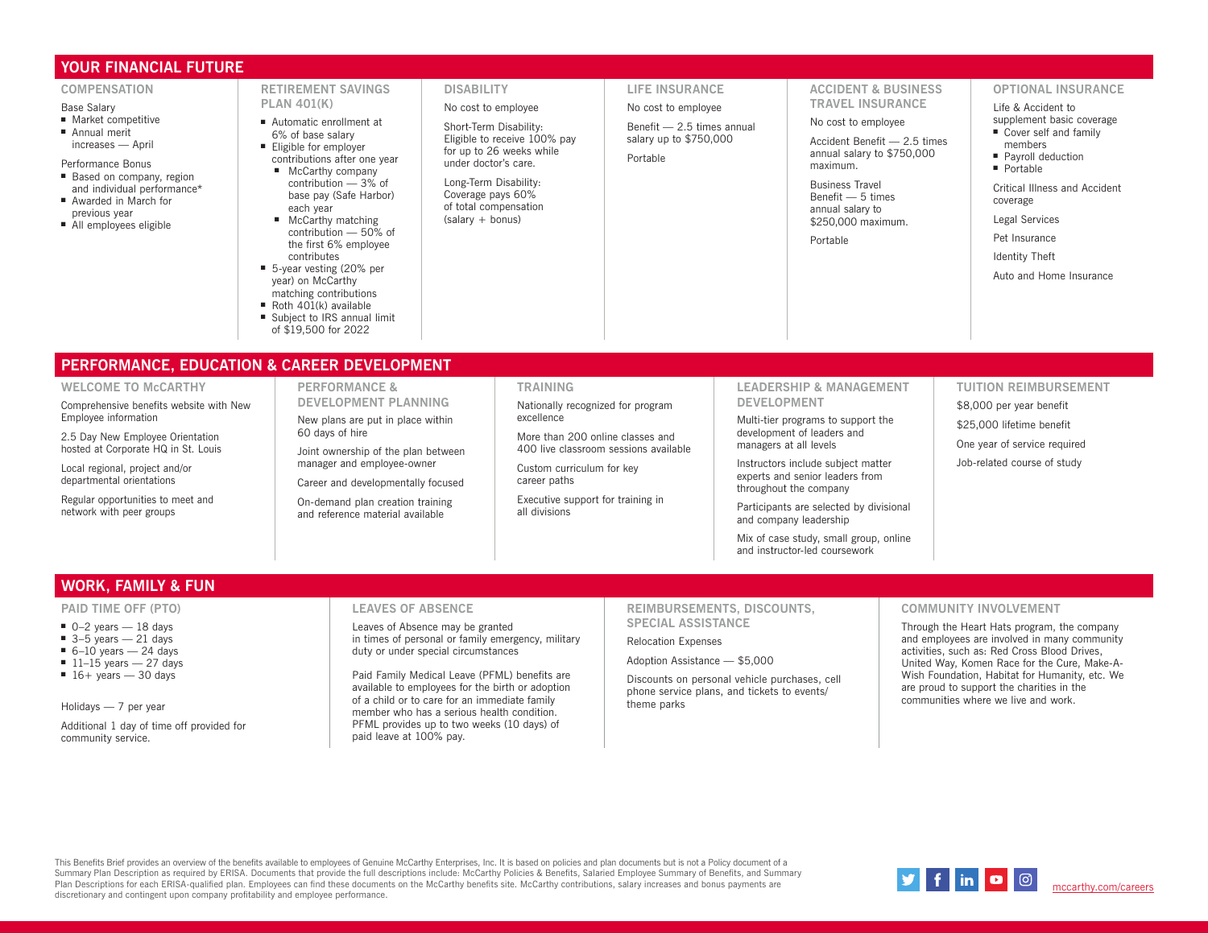## YOUR FINANCIAL FUTURE

### COMPENSATION

Base Salary

- Market competitive
- Annual merit increases — April

Performance Bonus

- Based on company, region and individual performance*
- Awarded in March for previous year
- All employees eligible

### RETIREMENT SAVINGS PLAN 401(K)

- Automatic enrollment at 6% of base salary
- Eligible for employer contributions after one year
  - McCarthy company contribution — 3% of base pay (Safe Harbor) each year
  - McCarthy matching contribution — 50% of the first 6% employee contributes
- 5-year vesting (20% per year) on McCarthy matching contributions
- Roth 401(k) available
- Subject to IRS annual limit of $19,500 for 2022

### DISABILITY

No cost to employee

Short-Term Disability: Eligible to receive 100% pay for up to 26 weeks while under doctor's care.

Long-Term Disability: Coverage pays 60% of total compensation (salary + bonus)

### LIFE INSURANCE

No cost to employee

Benefit — 2.5 times annual salary up to $750,000

Portable

### ACCIDENT & BUSINESS TRAVEL INSURANCE

No cost to employee

Accident Benefit — 2.5 times annual salary to $750,000 maximum.

Business Travel Benefit — 5 times annual salary to $250,000 maximum.

Portable

### OPTIONAL INSURANCE

Life & Accident to supplement basic coverage

- Cover self and family members
- Payroll deduction
- Portable

Critical Illness and Accident coverage

Legal Services

Pet Insurance

Identity Theft

Auto and Home Insurance

## PERFORMANCE, EDUCATION & CAREER DEVELOPMENT

### WELCOME TO McCARTHY

Comprehensive benefits website with New Employee information

2.5 Day New Employee Orientation hosted at Corporate HQ in St. Louis

Local regional, project and/or departmental orientations

Regular opportunities to meet and network with peer groups

### PERFORMANCE & DEVELOPMENT PLANNING

New plans are put in place within 60 days of hire

Joint ownership of the plan between manager and employee-owner

Career and developmentally focused

On-demand plan creation training and reference material available

### TRAINING

Nationally recognized for program excellence

More than 200 online classes and 400 live classroom sessions available

Custom curriculum for key career paths

Executive support for training in all divisions

### LEADERSHIP & MANAGEMENT DEVELOPMENT

Multi-tier programs to support the development of leaders and managers at all levels

Instructors include subject matter experts and senior leaders from throughout the company

Participants are selected by divisional and company leadership

Mix of case study, small group, online and instructor-led coursework

### TUITION REIMBURSEMENT

$8,000 per year benefit

$25,000 lifetime benefit

One year of service required

Job-related course of study

## WORK, FAMILY & FUN

### PAID TIME OFF (PTO)

- 0–2 years — 18 days
- 3–5 years — 21 days
- 6–10 years — 24 days
- 11–15 years — 27 days
- 16+ years — 30 days

Holidays — 7 per year

Additional 1 day of time off provided for community service.

### LEAVES OF ABSENCE

Leaves of Absence may be granted in times of personal or family emergency, military duty or under special circumstances

Paid Family Medical Leave (PFML) benefits are available to employees for the birth or adoption of a child or to care for an immediate family member who has a serious health condition. PFML provides up to two weeks (10 days) of paid leave at 100% pay.

### REIMBURSEMENTS, DISCOUNTS, SPECIAL ASSISTANCE

Relocation Expenses

Adoption Assistance — $5,000

Discounts on personal vehicle purchases, cell phone service plans, and tickets to events/theme parks

### COMMUNITY INVOLVEMENT

Through the Heart Hats program, the company and employees are involved in many community activities, such as: Red Cross Blood Drives, United Way, Komen Race for the Cure, Make-A-Wish Foundation, Habitat for Humanity, etc. We are proud to support the charities in the communities where we live and work.

This Benefits Brief provides an overview of the benefits available to employees of Genuine McCarthy Enterprises, Inc. It is based on policies and plan documents but is not a Policy document of a Summary Plan Description as required by ERISA. Documents that provide the full descriptions include: McCarthy Policies & Benefits, Salaried Employee Summary of Benefits, and Summary Plan Descriptions for each ERISA-qualified plan. Employees can find these documents on the McCarthy benefits site. McCarthy contributions, salary increases and bonus payments are discretionary and contingent upon company profitability and employee performance.

mccarthy.com/careers